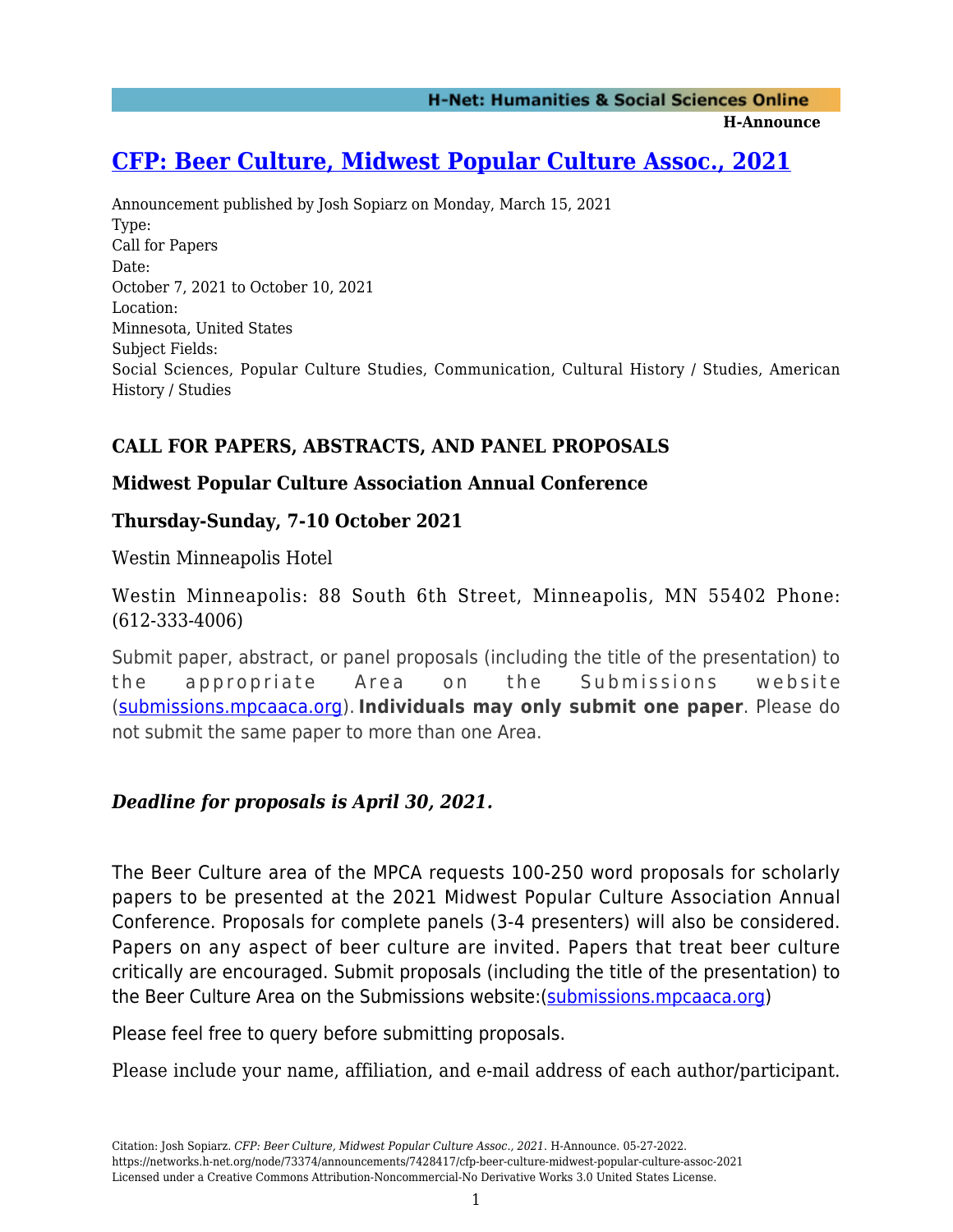# [CFP: Beer Culture, Midwest Popular Culture Assoc., 2021](https://networks.h-net.org/node/73374/announcements/7428417/cfp-beer-culture-midwest-popular-culture-assoc-2021)

Announcement published by Josh Sopiarz on Monday, March 15, 2021

Type:
Call for Papers

Date:
October 7, 2021 to October 10, 2021

Location:
Minnesota, United States

Subject Fields:
Social Sciences, Popular Culture Studies, Communication, Cultural History / Studies, American History / Studies

### CALL FOR PAPERS, ABSTRACTS, AND PANEL PROPOSALS

### Midwest Popular Culture Association Annual Conference

### Thursday-Sunday, 7-10 October 2021

Westin Minneapolis Hotel

Westin Minneapolis: 88 South 6th Street, Minneapolis, MN 55402 Phone: (612-333-4006)

Submit paper, abstract, or panel proposals (including the title of the presentation) to the appropriate Area on the Submissions website (submissions.mpcaaca.org). **Individuals may only submit one paper**. Please do not submit the same paper to more than one Area.

### *Deadline for proposals is April 30, 2021.*

The Beer Culture area of the MPCA requests 100-250 word proposals for scholarly papers to be presented at the 2021 Midwest Popular Culture Association Annual Conference. Proposals for complete panels (3-4 presenters) will also be considered. Papers on any aspect of beer culture are invited. Papers that treat beer culture critically are encouraged. Submit proposals (including the title of the presentation) to the Beer Culture Area on the Submissions website:(submissions.mpcaaca.org)

Please feel free to query before submitting proposals.

Please include your name, affiliation, and e-mail address of each author/participant.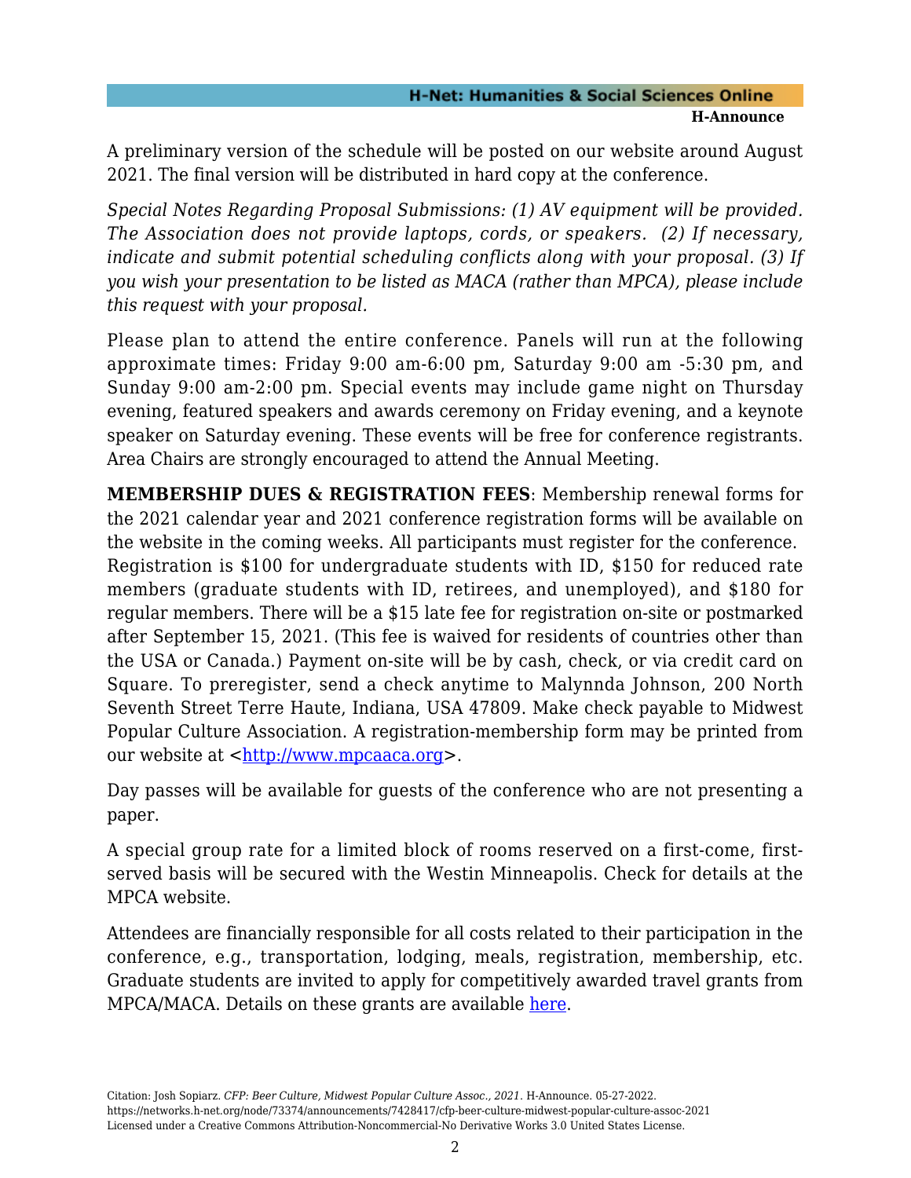A preliminary version of the schedule will be posted on our website around August 2021. The final version will be distributed in hard copy at the conference.

*Special Notes Regarding Proposal Submissions: (1) AV equipment will be provided. The Association does not provide laptops, cords, or speakers. (2) If necessary, indicate and submit potential scheduling conflicts along with your proposal. (3) If you wish your presentation to be listed as MACA (rather than MPCA), please include this request with your proposal.*

Please plan to attend the entire conference. Panels will run at the following approximate times: Friday 9:00 am-6:00 pm, Saturday 9:00 am -5:30 pm, and Sunday 9:00 am-2:00 pm. Special events may include game night on Thursday evening, featured speakers and awards ceremony on Friday evening, and a keynote speaker on Saturday evening. These events will be free for conference registrants. Area Chairs are strongly encouraged to attend the Annual Meeting.

**MEMBERSHIP DUES & REGISTRATION FEES**: Membership renewal forms for the 2021 calendar year and 2021 conference registration forms will be available on the website in the coming weeks. All participants must register for the conference. Registration is $100 for undergraduate students with ID, $150 for reduced rate members (graduate students with ID, retirees, and unemployed), and $180 for regular members. There will be a $15 late fee for registration on-site or postmarked after September 15, 2021. (This fee is waived for residents of countries other than the USA or Canada.) Payment on-site will be by cash, check, or via credit card on Square. To preregister, send a check anytime to Malynnda Johnson, 200 North Seventh Street Terre Haute, Indiana, USA 47809. Make check payable to Midwest Popular Culture Association. A registration-membership form may be printed from our website at <[http://www.mpcaaca.org](http://www.mpcaaca.org)>.

Day passes will be available for guests of the conference who are not presenting a paper.

A special group rate for a limited block of rooms reserved on a first-come, first-served basis will be secured with the Westin Minneapolis. Check for details at the MPCA website.

Attendees are financially responsible for all costs related to their participation in the conference, e.g., transportation, lodging, meals, registration, membership, etc. Graduate students are invited to apply for competitively awarded travel grants from MPCA/MACA. Details on these grants are available here.

Citation: Josh Sopiarz. *CFP: Beer Culture, Midwest Popular Culture Assoc., 2021*. H-Announce. 05-27-2022.
https://networks.h-net.org/node/73374/announcements/7428417/cfp-beer-culture-midwest-popular-culture-assoc-2021
Licensed under a Creative Commons Attribution-Noncommercial-No Derivative Works 3.0 United States License.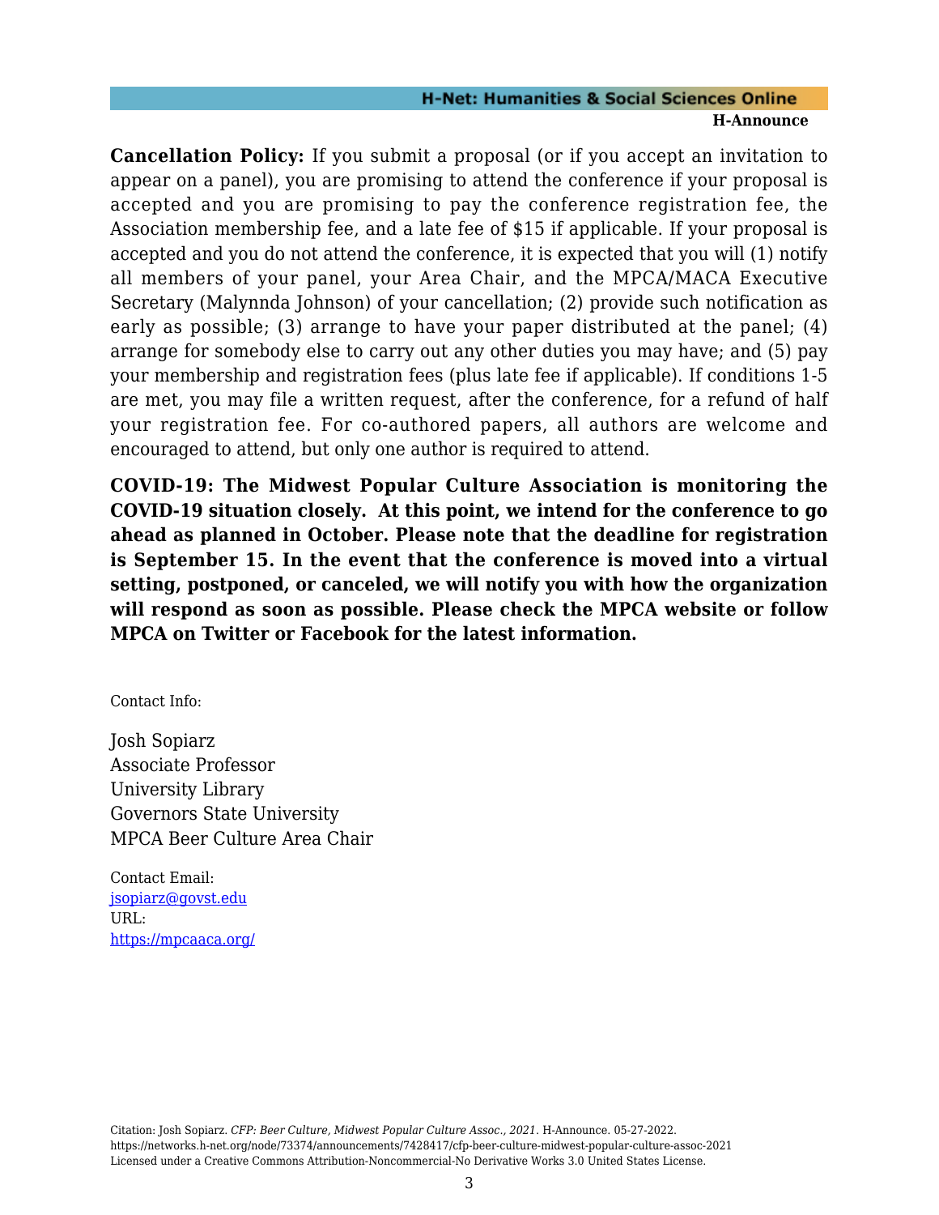**Cancellation Policy:** If you submit a proposal (or if you accept an invitation to appear on a panel), you are promising to attend the conference if your proposal is accepted and you are promising to pay the conference registration fee, the Association membership fee, and a late fee of $15 if applicable. If your proposal is accepted and you do not attend the conference, it is expected that you will (1) notify all members of your panel, your Area Chair, and the MPCA/MACA Executive Secretary (Malynnda Johnson) of your cancellation; (2) provide such notification as early as possible; (3) arrange to have your paper distributed at the panel; (4) arrange for somebody else to carry out any other duties you may have; and (5) pay your membership and registration fees (plus late fee if applicable). If conditions 1-5 are met, you may file a written request, after the conference, for a refund of half your registration fee. For co-authored papers, all authors are welcome and encouraged to attend, but only one author is required to attend.

**COVID-19: The Midwest Popular Culture Association is monitoring the COVID-19 situation closely. At this point, we intend for the conference to go ahead as planned in October. Please note that the deadline for registration is September 15. In the event that the conference is moved into a virtual setting, postponed, or canceled, we will notify you with how the organization will respond as soon as possible. Please check the MPCA website or follow MPCA on Twitter or Facebook for the latest information.**

Contact Info:

Josh Sopiarz
Associate Professor
University Library
Governors State University
MPCA Beer Culture Area Chair

Contact Email:
jsopiarz@govst.edu
URL:
https://mpcaaca.org/

Citation: Josh Sopiarz. *CFP: Beer Culture, Midwest Popular Culture Assoc., 2021*. H-Announce. 05-27-2022.
https://networks.h-net.org/node/73374/announcements/7428417/cfp-beer-culture-midwest-popular-culture-assoc-2021
Licensed under a Creative Commons Attribution-Noncommercial-No Derivative Works 3.0 United States License.